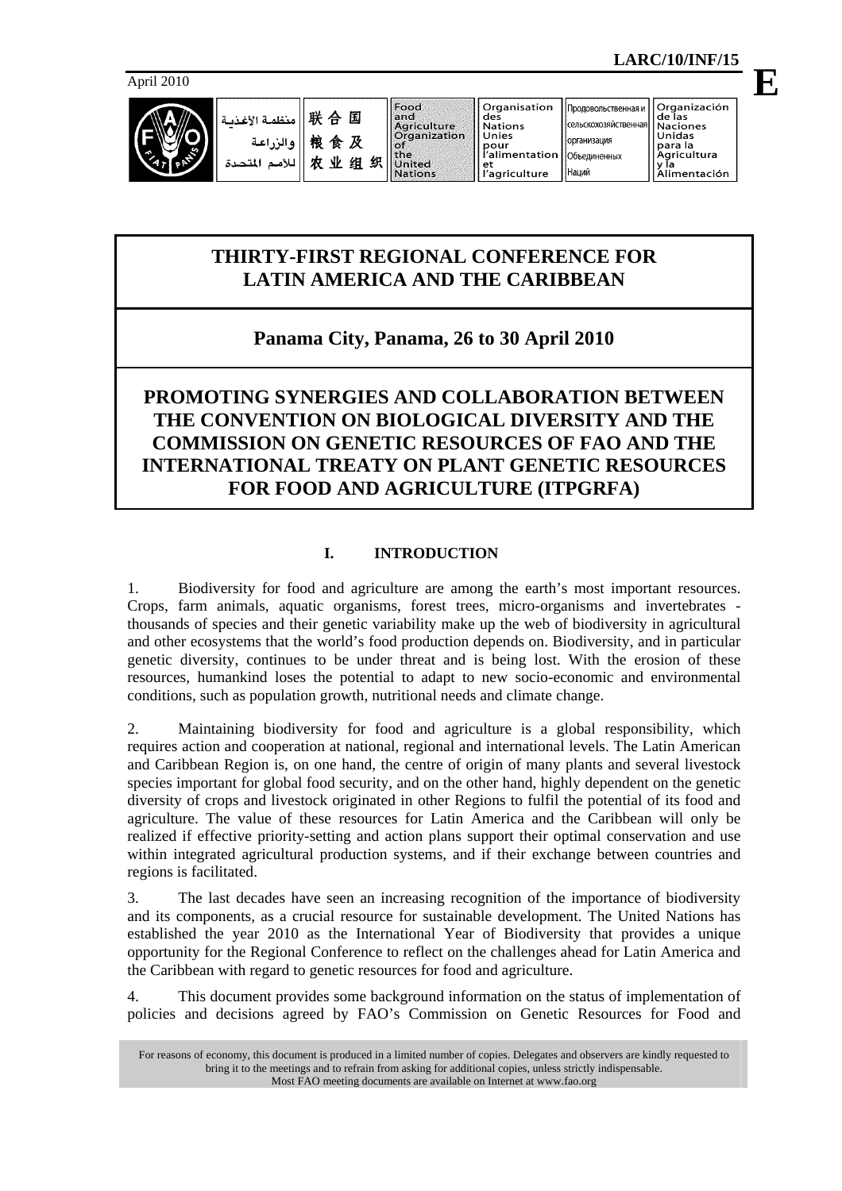**LARC/10/INF/15**

April 2010

**E**

| منظمة الأغذية والزراعة للأمم المتحدة | 联合国粮食及农业组织 | Food and Agriculture Organization of the United Nations | Organisation des Nations Unies pour l'alimentation et l'agriculture | Продовольственная и сельскохозяйственная организация Объединенных Наций | Organización de las Naciones Unidas para la Agricultura y la Alimentación |
|---|---|---|---|---|---|

# THIRTY-FIRST REGIONAL CONFERENCE FOR LATIN AMERICA AND THE CARIBBEAN

## Panama City, Panama, 26 to 30 April 2010

# PROMOTING SYNERGIES AND COLLABORATION BETWEEN THE CONVENTION ON BIOLOGICAL DIVERSITY AND THE COMMISSION ON GENETIC RESOURCES OF FAO AND THE INTERNATIONAL TREATY ON PLANT GENETIC RESOURCES FOR FOOD AND AGRICULTURE (ITPGRFA)

## I. INTRODUCTION

1. Biodiversity for food and agriculture are among the earth's most important resources. Crops, farm animals, aquatic organisms, forest trees, micro-organisms and invertebrates - thousands of species and their genetic variability make up the web of biodiversity in agricultural and other ecosystems that the world's food production depends on. Biodiversity, and in particular genetic diversity, continues to be under threat and is being lost. With the erosion of these resources, humankind loses the potential to adapt to new socio-economic and environmental conditions, such as population growth, nutritional needs and climate change.

2. Maintaining biodiversity for food and agriculture is a global responsibility, which requires action and cooperation at national, regional and international levels. The Latin American and Caribbean Region is, on one hand, the centre of origin of many plants and several livestock species important for global food security, and on the other hand, highly dependent on the genetic diversity of crops and livestock originated in other Regions to fulfil the potential of its food and agriculture. The value of these resources for Latin America and the Caribbean will only be realized if effective priority-setting and action plans support their optimal conservation and use within integrated agricultural production systems, and if their exchange between countries and regions is facilitated.

3. The last decades have seen an increasing recognition of the importance of biodiversity and its components, as a crucial resource for sustainable development. The United Nations has established the year 2010 as the International Year of Biodiversity that provides a unique opportunity for the Regional Conference to reflect on the challenges ahead for Latin America and the Caribbean with regard to genetic resources for food and agriculture.

4. This document provides some background information on the status of implementation of policies and decisions agreed by FAO's Commission on Genetic Resources for Food and

For reasons of economy, this document is produced in a limited number of copies. Delegates and observers are kindly requested to bring it to the meetings and to refrain from asking for additional copies, unless strictly indispensable.
Most FAO meeting documents are available on Internet at www.fao.org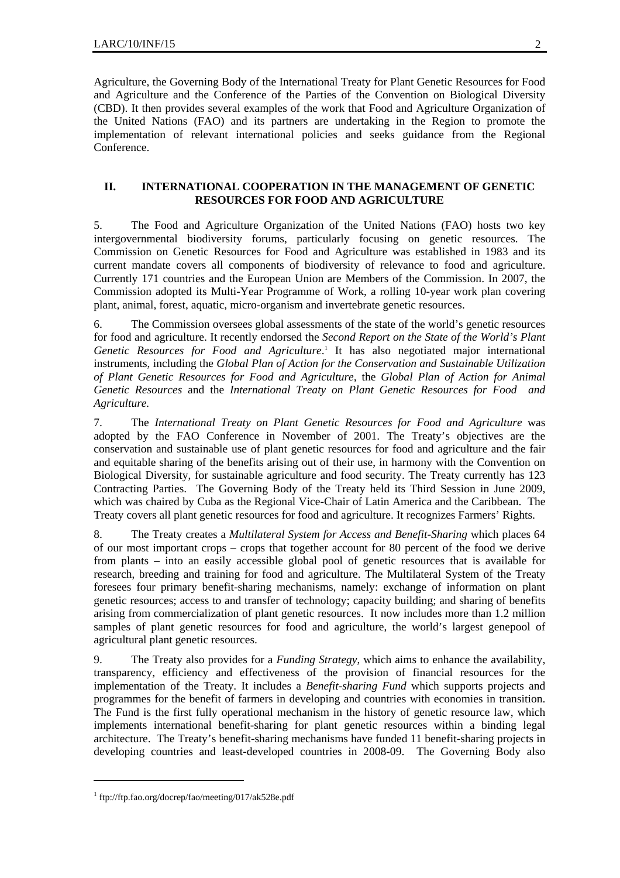Agriculture, the Governing Body of the International Treaty for Plant Genetic Resources for Food and Agriculture and the Conference of the Parties of the Convention on Biological Diversity (CBD). It then provides several examples of the work that Food and Agriculture Organization of the United Nations (FAO) and its partners are undertaking in the Region to promote the implementation of relevant international policies and seeks guidance from the Regional Conference.

## II. INTERNATIONAL COOPERATION IN THE MANAGEMENT OF GENETIC RESOURCES FOR FOOD AND AGRICULTURE

5. The Food and Agriculture Organization of the United Nations (FAO) hosts two key intergovernmental biodiversity forums, particularly focusing on genetic resources. The Commission on Genetic Resources for Food and Agriculture was established in 1983 and its current mandate covers all components of biodiversity of relevance to food and agriculture. Currently 171 countries and the European Union are Members of the Commission. In 2007, the Commission adopted its Multi-Year Programme of Work, a rolling 10-year work plan covering plant, animal, forest, aquatic, micro-organism and invertebrate genetic resources.

6. The Commission oversees global assessments of the state of the world's genetic resources for food and agriculture. It recently endorsed the *Second Report on the State of the World's Plant Genetic Resources for Food and Agriculture*.[1] It has also negotiated major international instruments, including the *Global Plan of Action for the Conservation and Sustainable Utilization of Plant Genetic Resources for Food and Agriculture*, the *Global Plan of Action for Animal Genetic Resources* and the *International Treaty on Plant Genetic Resources for Food and Agriculture.*

7. The *International Treaty on Plant Genetic Resources for Food and Agriculture* was adopted by the FAO Conference in November of 2001. The Treaty's objectives are the conservation and sustainable use of plant genetic resources for food and agriculture and the fair and equitable sharing of the benefits arising out of their use, in harmony with the Convention on Biological Diversity, for sustainable agriculture and food security. The Treaty currently has 123 Contracting Parties. The Governing Body of the Treaty held its Third Session in June 2009, which was chaired by Cuba as the Regional Vice-Chair of Latin America and the Caribbean. The Treaty covers all plant genetic resources for food and agriculture. It recognizes Farmers' Rights.

8. The Treaty creates a *Multilateral System for Access and Benefit-Sharing* which places 64 of our most important crops – crops that together account for 80 percent of the food we derive from plants – into an easily accessible global pool of genetic resources that is available for research, breeding and training for food and agriculture. The Multilateral System of the Treaty foresees four primary benefit-sharing mechanisms, namely: exchange of information on plant genetic resources; access to and transfer of technology; capacity building; and sharing of benefits arising from commercialization of plant genetic resources. It now includes more than 1.2 million samples of plant genetic resources for food and agriculture, the world's largest genepool of agricultural plant genetic resources.

9. The Treaty also provides for a *Funding Strategy*, which aims to enhance the availability, transparency, efficiency and effectiveness of the provision of financial resources for the implementation of the Treaty. It includes a *Benefit-sharing Fund* which supports projects and programmes for the benefit of farmers in developing and countries with economies in transition. The Fund is the first fully operational mechanism in the history of genetic resource law, which implements international benefit-sharing for plant genetic resources within a binding legal architecture. The Treaty's benefit-sharing mechanisms have funded 11 benefit-sharing projects in developing countries and least-developed countries in 2008-09. The Governing Body also

[1] ftp://ftp.fao.org/docrep/fao/meeting/017/ak528e.pdf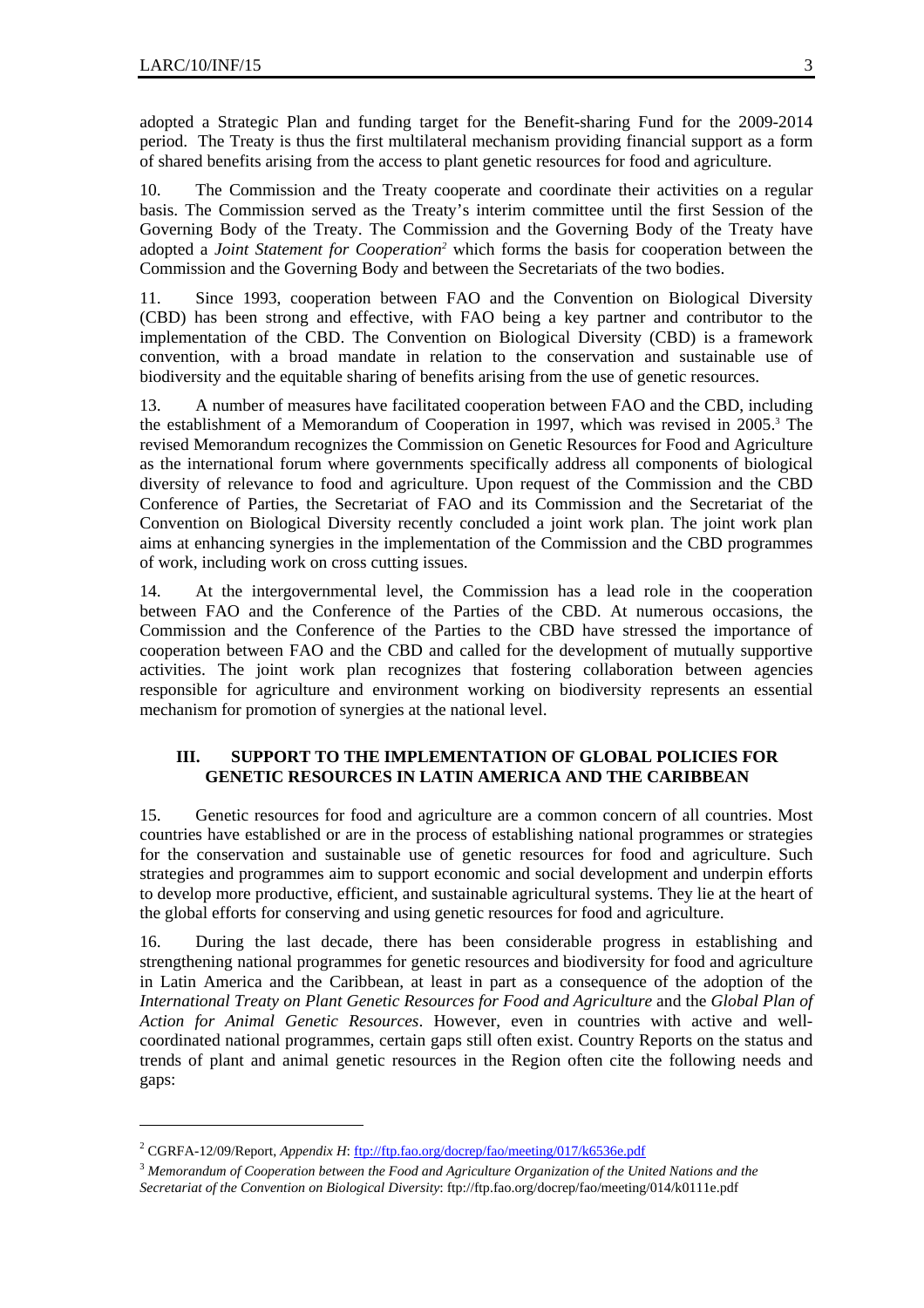adopted a Strategic Plan and funding target for the Benefit-sharing Fund for the 2009-2014 period. The Treaty is thus the first multilateral mechanism providing financial support as a form of shared benefits arising from the access to plant genetic resources for food and agriculture.

10. The Commission and the Treaty cooperate and coordinate their activities on a regular basis. The Commission served as the Treaty's interim committee until the first Session of the Governing Body of the Treaty. The Commission and the Governing Body of the Treaty have adopted a *Joint Statement for Cooperation*[2] which forms the basis for cooperation between the Commission and the Governing Body and between the Secretariats of the two bodies.

11. Since 1993, cooperation between FAO and the Convention on Biological Diversity (CBD) has been strong and effective, with FAO being a key partner and contributor to the implementation of the CBD. The Convention on Biological Diversity (CBD) is a framework convention, with a broad mandate in relation to the conservation and sustainable use of biodiversity and the equitable sharing of benefits arising from the use of genetic resources.

13. A number of measures have facilitated cooperation between FAO and the CBD, including the establishment of a Memorandum of Cooperation in 1997, which was revised in 2005.[3] The revised Memorandum recognizes the Commission on Genetic Resources for Food and Agriculture as the international forum where governments specifically address all components of biological diversity of relevance to food and agriculture. Upon request of the Commission and the CBD Conference of Parties, the Secretariat of FAO and its Commission and the Secretariat of the Convention on Biological Diversity recently concluded a joint work plan. The joint work plan aims at enhancing synergies in the implementation of the Commission and the CBD programmes of work, including work on cross cutting issues.

14. At the intergovernmental level, the Commission has a lead role in the cooperation between FAO and the Conference of the Parties of the CBD. At numerous occasions, the Commission and the Conference of the Parties to the CBD have stressed the importance of cooperation between FAO and the CBD and called for the development of mutually supportive activities. The joint work plan recognizes that fostering collaboration between agencies responsible for agriculture and environment working on biodiversity represents an essential mechanism for promotion of synergies at the national level.

## III. SUPPORT TO THE IMPLEMENTATION OF GLOBAL POLICIES FOR GENETIC RESOURCES IN LATIN AMERICA AND THE CARIBBEAN

15. Genetic resources for food and agriculture are a common concern of all countries. Most countries have established or are in the process of establishing national programmes or strategies for the conservation and sustainable use of genetic resources for food and agriculture. Such strategies and programmes aim to support economic and social development and underpin efforts to develop more productive, efficient, and sustainable agricultural systems. They lie at the heart of the global efforts for conserving and using genetic resources for food and agriculture.

16. During the last decade, there has been considerable progress in establishing and strengthening national programmes for genetic resources and biodiversity for food and agriculture in Latin America and the Caribbean, at least in part as a consequence of the adoption of the *International Treaty on Plant Genetic Resources for Food and Agriculture* and the *Global Plan of Action for Animal Genetic Resources*. However, even in countries with active and well-coordinated national programmes, certain gaps still often exist. Country Reports on the status and trends of plant and animal genetic resources in the Region often cite the following needs and gaps:

---

[2] CGRFA-12/09/Report, *Appendix H*: ftp://ftp.fao.org/docrep/fao/meeting/017/k6536e.pdf

[3] *Memorandum of Cooperation between the Food and Agriculture Organization of the United Nations and the Secretariat of the Convention on Biological Diversity*: ftp://ftp.fao.org/docrep/fao/meeting/014/k0111e.pdf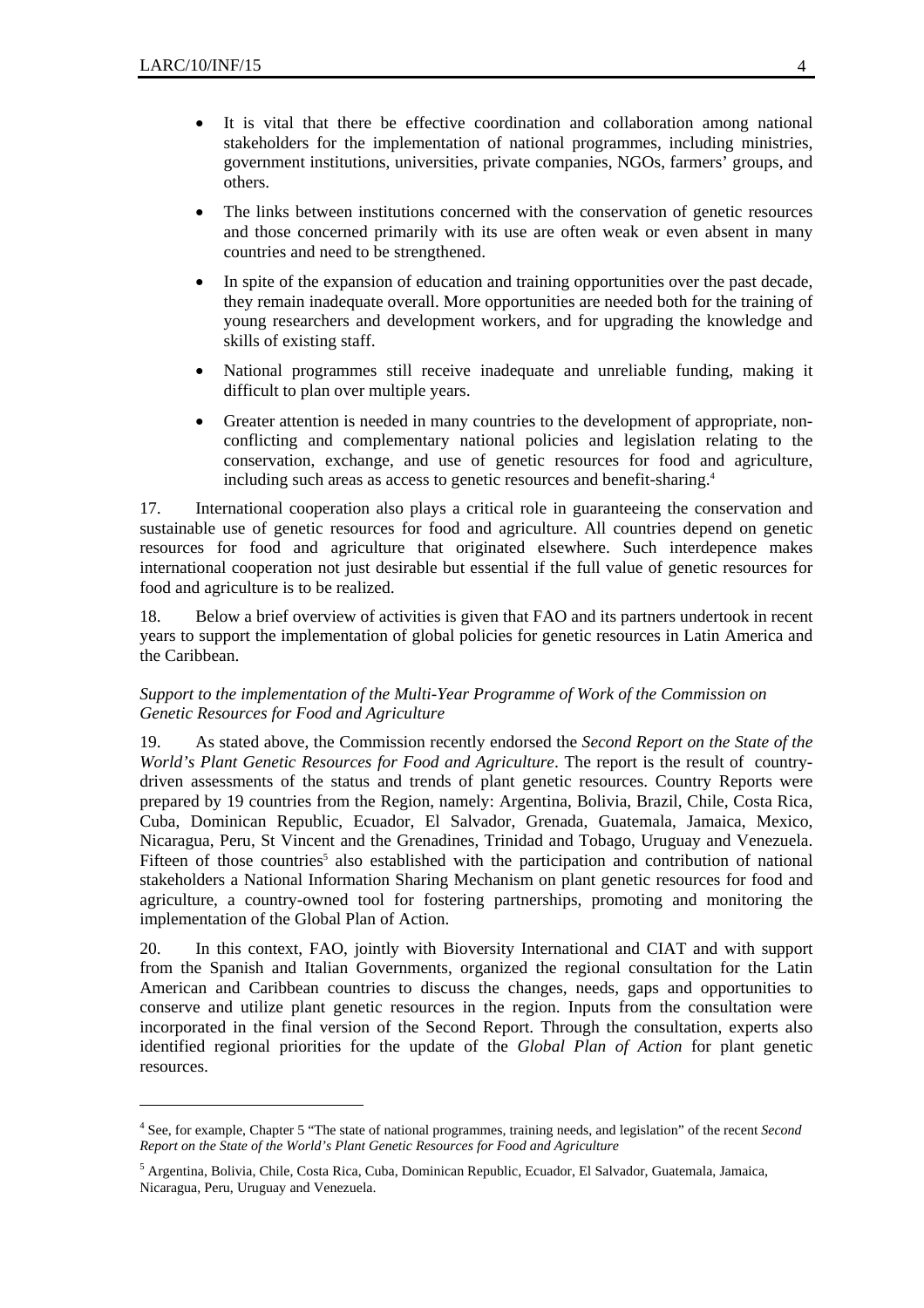- It is vital that there be effective coordination and collaboration among national stakeholders for the implementation of national programmes, including ministries, government institutions, universities, private companies, NGOs, farmers' groups, and others.

- The links between institutions concerned with the conservation of genetic resources and those concerned primarily with its use are often weak or even absent in many countries and need to be strengthened.

- In spite of the expansion of education and training opportunities over the past decade, they remain inadequate overall. More opportunities are needed both for the training of young researchers and development workers, and for upgrading the knowledge and skills of existing staff.

- National programmes still receive inadequate and unreliable funding, making it difficult to plan over multiple years.

- Greater attention is needed in many countries to the development of appropriate, non-conflicting and complementary national policies and legislation relating to the conservation, exchange, and use of genetic resources for food and agriculture, including such areas as access to genetic resources and benefit-sharing.[4]

17. International cooperation also plays a critical role in guaranteeing the conservation and sustainable use of genetic resources for food and agriculture. All countries depend on genetic resources for food and agriculture that originated elsewhere. Such interdepence makes international cooperation not just desirable but essential if the full value of genetic resources for food and agriculture is to be realized.

18. Below a brief overview of activities is given that FAO and its partners undertook in recent years to support the implementation of global policies for genetic resources in Latin America and the Caribbean.

*Support to the implementation of the Multi-Year Programme of Work of the Commission on Genetic Resources for Food and Agriculture*

19. As stated above, the Commission recently endorsed the *Second Report on the State of the World's Plant Genetic Resources for Food and Agriculture*. The report is the result of country-driven assessments of the status and trends of plant genetic resources. Country Reports were prepared by 19 countries from the Region, namely: Argentina, Bolivia, Brazil, Chile, Costa Rica, Cuba, Dominican Republic, Ecuador, El Salvador, Grenada, Guatemala, Jamaica, Mexico, Nicaragua, Peru, St Vincent and the Grenadines, Trinidad and Tobago, Uruguay and Venezuela. Fifteen of those countries[5] also established with the participation and contribution of national stakeholders a National Information Sharing Mechanism on plant genetic resources for food and agriculture, a country-owned tool for fostering partnerships, promoting and monitoring the implementation of the Global Plan of Action.

20. In this context, FAO, jointly with Bioversity International and CIAT and with support from the Spanish and Italian Governments, organized the regional consultation for the Latin American and Caribbean countries to discuss the changes, needs, gaps and opportunities to conserve and utilize plant genetic resources in the region. Inputs from the consultation were incorporated in the final version of the Second Report. Through the consultation, experts also identified regional priorities for the update of the *Global Plan of Action* for plant genetic resources.

---

[4] See, for example, Chapter 5 "The state of national programmes, training needs, and legislation" of the recent *Second Report on the State of the World's Plant Genetic Resources for Food and Agriculture*

[5] Argentina, Bolivia, Chile, Costa Rica, Cuba, Dominican Republic, Ecuador, El Salvador, Guatemala, Jamaica, Nicaragua, Peru, Uruguay and Venezuela.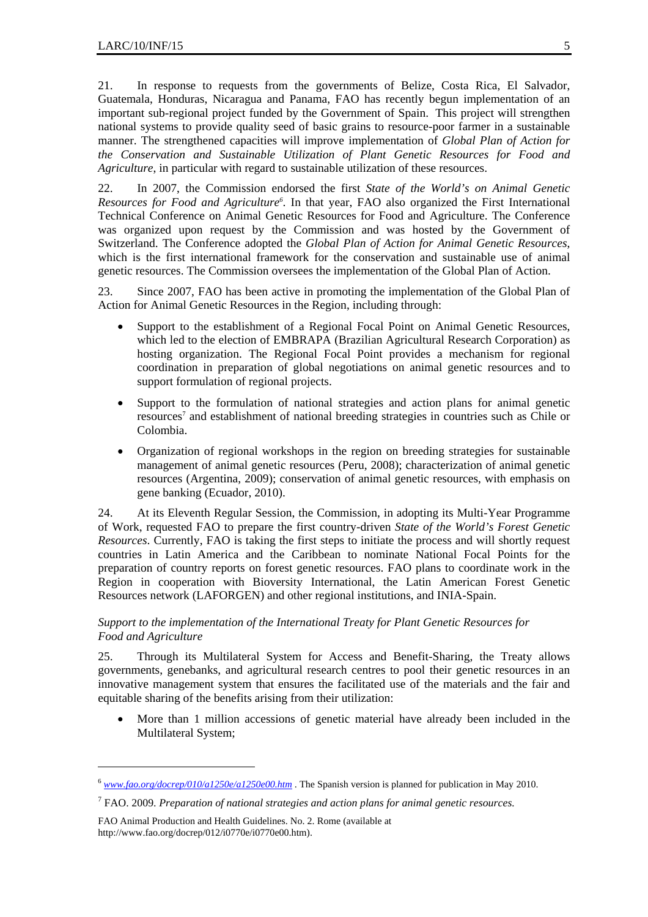21. In response to requests from the governments of Belize, Costa Rica, El Salvador, Guatemala, Honduras, Nicaragua and Panama, FAO has recently begun implementation of an important sub-regional project funded by the Government of Spain. This project will strengthen national systems to provide quality seed of basic grains to resource-poor farmer in a sustainable manner. The strengthened capacities will improve implementation of *Global Plan of Action for the Conservation and Sustainable Utilization of Plant Genetic Resources for Food and Agriculture*, in particular with regard to sustainable utilization of these resources.

22. In 2007, the Commission endorsed the first *State of the World's on Animal Genetic Resources for Food and Agriculture*[6]. In that year, FAO also organized the First International Technical Conference on Animal Genetic Resources for Food and Agriculture. The Conference was organized upon request by the Commission and was hosted by the Government of Switzerland. The Conference adopted the *Global Plan of Action for Animal Genetic Resources*, which is the first international framework for the conservation and sustainable use of animal genetic resources. The Commission oversees the implementation of the Global Plan of Action.

23. Since 2007, FAO has been active in promoting the implementation of the Global Plan of Action for Animal Genetic Resources in the Region, including through:

- Support to the establishment of a Regional Focal Point on Animal Genetic Resources, which led to the election of EMBRAPA (Brazilian Agricultural Research Corporation) as hosting organization. The Regional Focal Point provides a mechanism for regional coordination in preparation of global negotiations on animal genetic resources and to support formulation of regional projects.
- Support to the formulation of national strategies and action plans for animal genetic resources[7] and establishment of national breeding strategies in countries such as Chile or Colombia.
- Organization of regional workshops in the region on breeding strategies for sustainable management of animal genetic resources (Peru, 2008); characterization of animal genetic resources (Argentina, 2009); conservation of animal genetic resources, with emphasis on gene banking (Ecuador, 2010).

24. At its Eleventh Regular Session, the Commission, in adopting its Multi-Year Programme of Work, requested FAO to prepare the first country-driven *State of the World's Forest Genetic Resources*. Currently, FAO is taking the first steps to initiate the process and will shortly request countries in Latin America and the Caribbean to nominate National Focal Points for the preparation of country reports on forest genetic resources. FAO plans to coordinate work in the Region in cooperation with Bioversity International, the Latin American Forest Genetic Resources network (LAFORGEN) and other regional institutions, and INIA-Spain.

*Support to the implementation of the International Treaty for Plant Genetic Resources for Food and Agriculture*

25. Through its Multilateral System for Access and Benefit-Sharing, the Treaty allows governments, genebanks, and agricultural research centres to pool their genetic resources in an innovative management system that ensures the facilitated use of the materials and the fair and equitable sharing of the benefits arising from their utilization:

- More than 1 million accessions of genetic material have already been included in the Multilateral System;

---

[6] *www.fao.org/docrep/010/a1250e/a1250e00.htm* . The Spanish version is planned for publication in May 2010.

[7] FAO. 2009. *Preparation of national strategies and action plans for animal genetic resources.*

FAO Animal Production and Health Guidelines. No. 2. Rome (available at http://www.fao.org/docrep/012/i0770e/i0770e00.htm).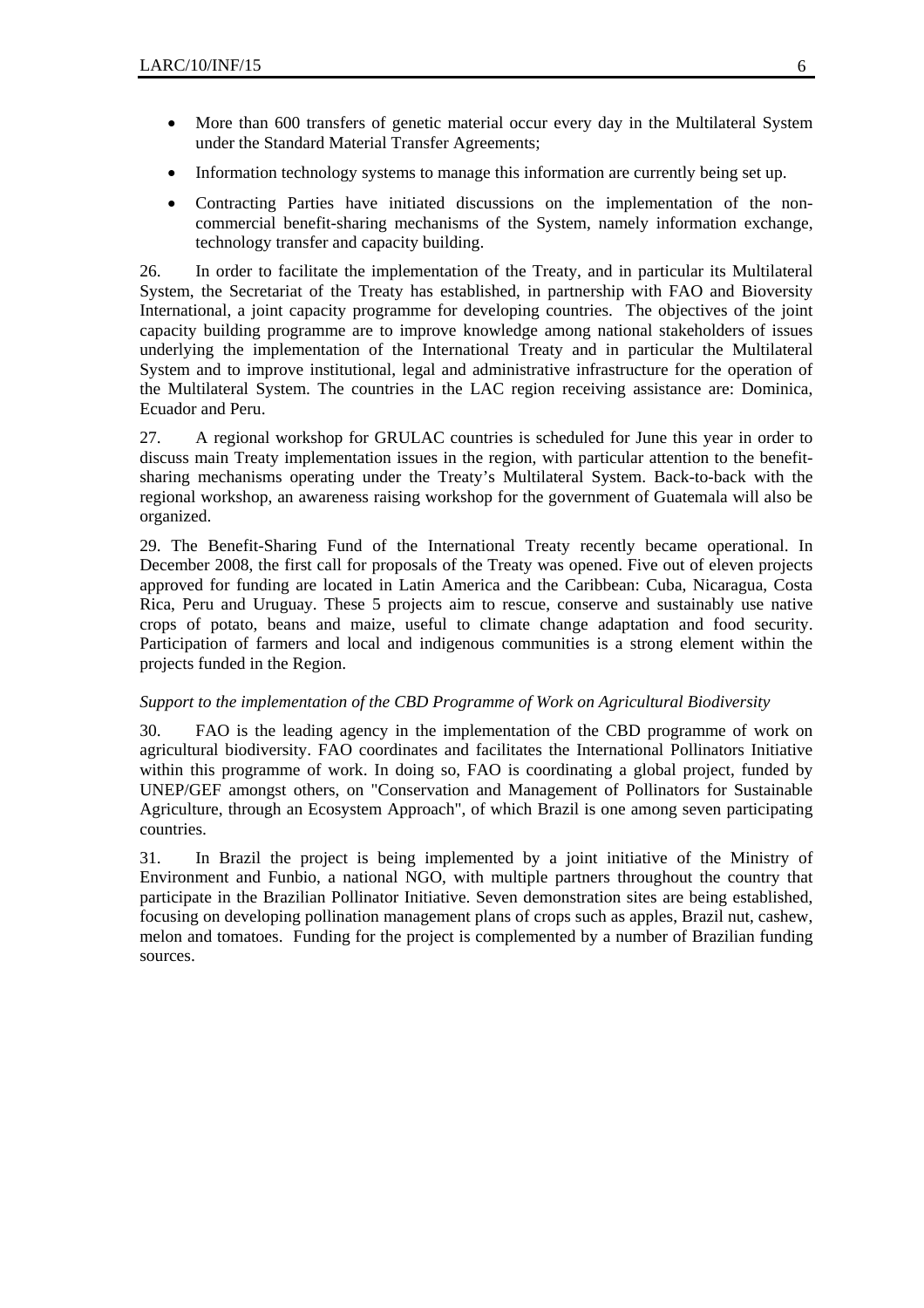- More than 600 transfers of genetic material occur every day in the Multilateral System under the Standard Material Transfer Agreements;
- Information technology systems to manage this information are currently being set up.
- Contracting Parties have initiated discussions on the implementation of the non-commercial benefit-sharing mechanisms of the System, namely information exchange, technology transfer and capacity building.

26. In order to facilitate the implementation of the Treaty, and in particular its Multilateral System, the Secretariat of the Treaty has established, in partnership with FAO and Bioversity International, a joint capacity programme for developing countries. The objectives of the joint capacity building programme are to improve knowledge among national stakeholders of issues underlying the implementation of the International Treaty and in particular the Multilateral System and to improve institutional, legal and administrative infrastructure for the operation of the Multilateral System. The countries in the LAC region receiving assistance are: Dominica, Ecuador and Peru.

27. A regional workshop for GRULAC countries is scheduled for June this year in order to discuss main Treaty implementation issues in the region, with particular attention to the benefit-sharing mechanisms operating under the Treaty's Multilateral System. Back-to-back with the regional workshop, an awareness raising workshop for the government of Guatemala will also be organized.

29. The Benefit-Sharing Fund of the International Treaty recently became operational. In December 2008, the first call for proposals of the Treaty was opened. Five out of eleven projects approved for funding are located in Latin America and the Caribbean: Cuba, Nicaragua, Costa Rica, Peru and Uruguay. These 5 projects aim to rescue, conserve and sustainably use native crops of potato, beans and maize, useful to climate change adaptation and food security. Participation of farmers and local and indigenous communities is a strong element within the projects funded in the Region.

*Support to the implementation of the CBD Programme of Work on Agricultural Biodiversity*

30. FAO is the leading agency in the implementation of the CBD programme of work on agricultural biodiversity. FAO coordinates and facilitates the International Pollinators Initiative within this programme of work. In doing so, FAO is coordinating a global project, funded by UNEP/GEF amongst others, on "Conservation and Management of Pollinators for Sustainable Agriculture, through an Ecosystem Approach", of which Brazil is one among seven participating countries.

31. In Brazil the project is being implemented by a joint initiative of the Ministry of Environment and Funbio, a national NGO, with multiple partners throughout the country that participate in the Brazilian Pollinator Initiative. Seven demonstration sites are being established, focusing on developing pollination management plans of crops such as apples, Brazil nut, cashew, melon and tomatoes. Funding for the project is complemented by a number of Brazilian funding sources.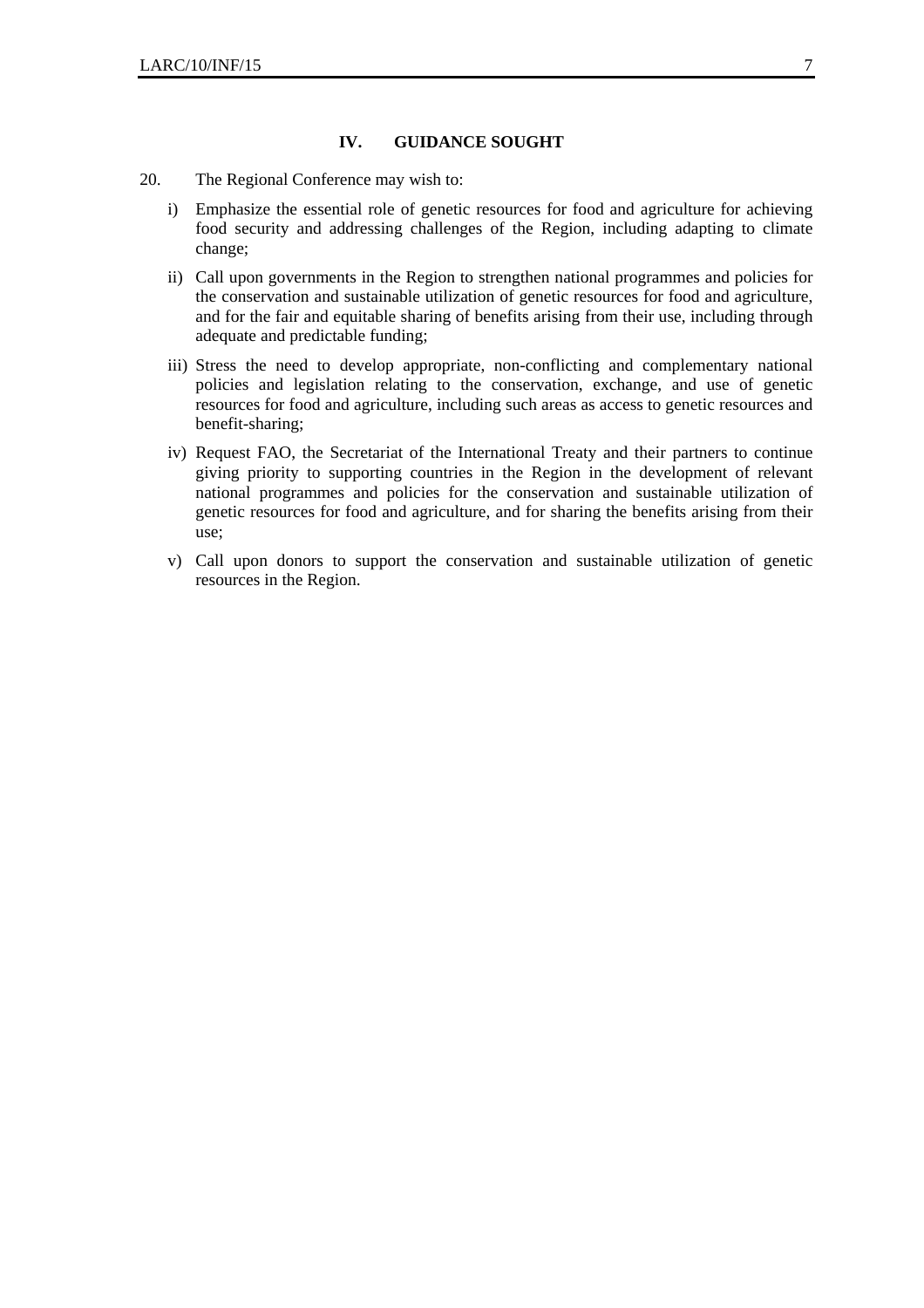## IV. GUIDANCE SOUGHT

20. The Regional Conference may wish to:

i) Emphasize the essential role of genetic resources for food and agriculture for achieving food security and addressing challenges of the Region, including adapting to climate change;

ii) Call upon governments in the Region to strengthen national programmes and policies for the conservation and sustainable utilization of genetic resources for food and agriculture, and for the fair and equitable sharing of benefits arising from their use, including through adequate and predictable funding;

iii) Stress the need to develop appropriate, non-conflicting and complementary national policies and legislation relating to the conservation, exchange, and use of genetic resources for food and agriculture, including such areas as access to genetic resources and benefit-sharing;

iv) Request FAO, the Secretariat of the International Treaty and their partners to continue giving priority to supporting countries in the Region in the development of relevant national programmes and policies for the conservation and sustainable utilization of genetic resources for food and agriculture, and for sharing the benefits arising from their use;

v) Call upon donors to support the conservation and sustainable utilization of genetic resources in the Region.